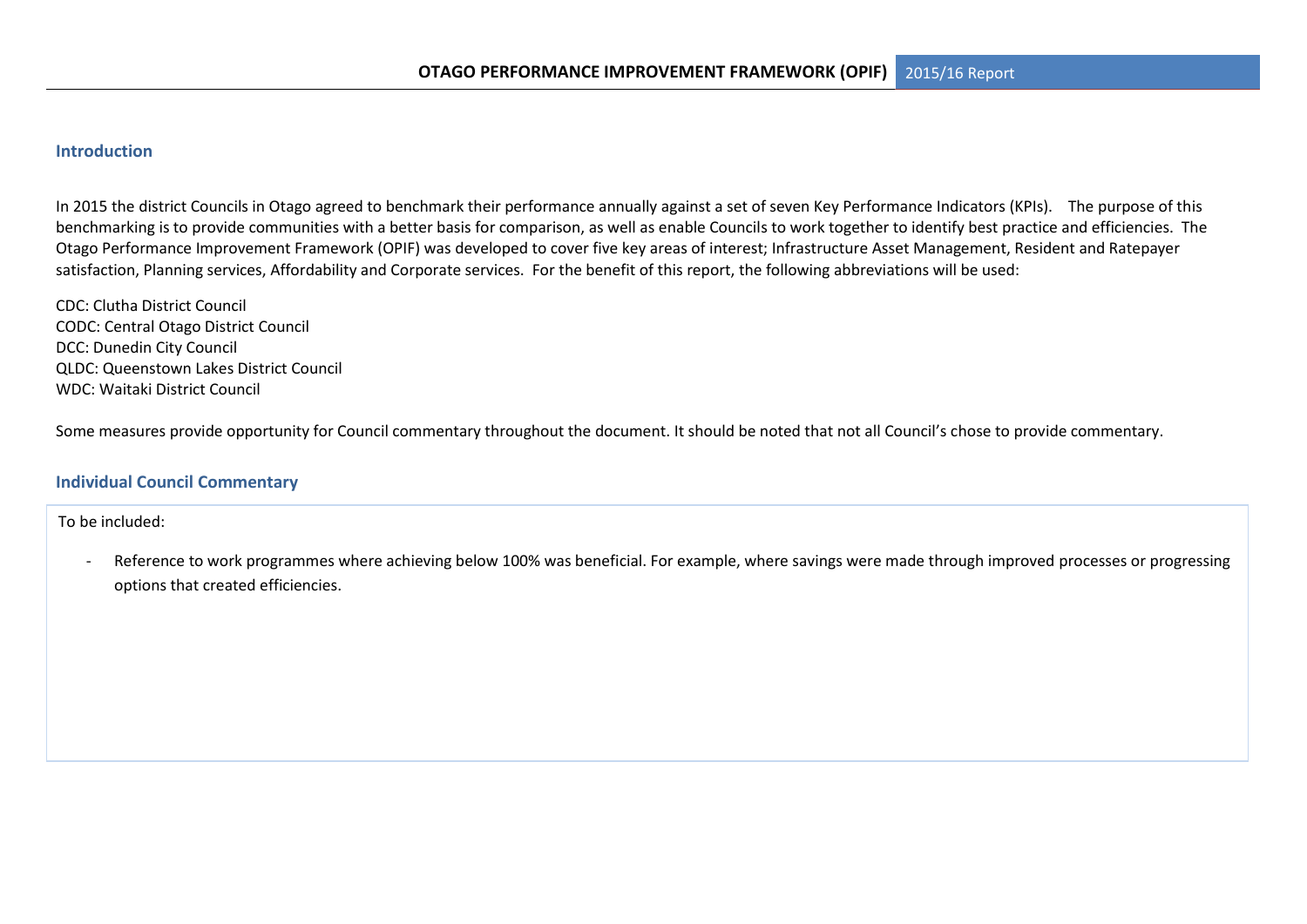# OTAGO PERFORMANCE IMPROVEMENT FRAMEWORK (OPIF) 2015/16 Report

## Introduction

In 2015 the district Councils in Otago agreed to benchmark their performance annually against a set of seven Key Performance Indicators (KPIs). The purpose of this benchmarking is to provide communities with a better basis for comparison, as well as enable Councils to work together to identify best practice and efficiencies. The Otago Performance Improvement Framework (OPIF) was developed to cover five key areas of interest; Infrastructure Asset Management, Resident and Ratepayer satisfaction, Planning services, Affordability and Corporate services. For the benefit of this report, the following abbreviations will be used:

CDC: Clutha District Council
CODC: Central Otago District Council
DCC: Dunedin City Council
QLDC: Queenstown Lakes District Council
WDC: Waitaki District Council

Some measures provide opportunity for Council commentary throughout the document. It should be noted that not all Council's chose to provide commentary.

## Individual Council Commentary

To be included:

- Reference to work programmes where achieving below 100% was beneficial. For example, where savings were made through improved processes or progressing options that created efficiencies.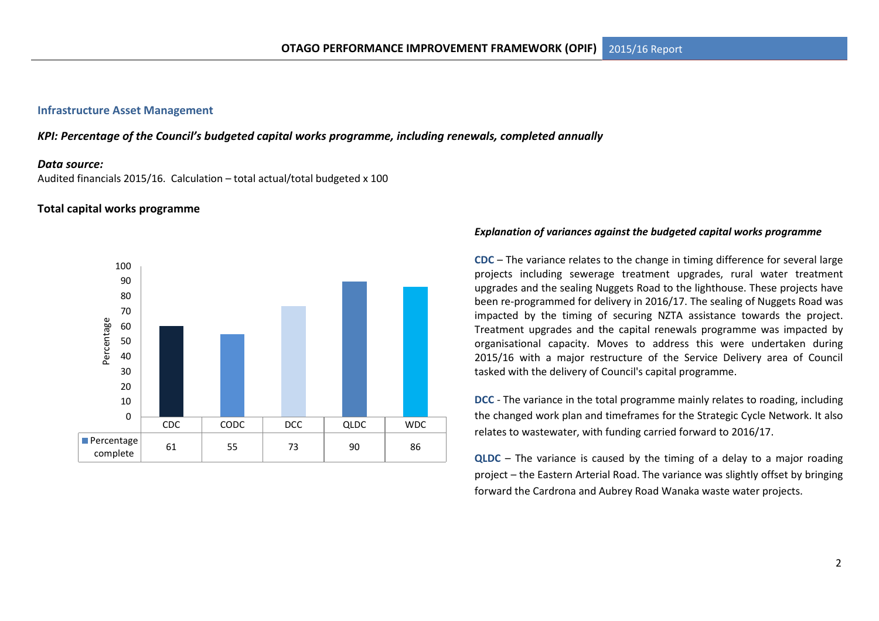## Infrastructure Asset Management

***KPI: Percentage of the Council's budgeted capital works programme, including renewals, completed annually***

***Data source:***
Audited financials 2015/16. Calculation – total actual/total budgeted x 100

**Total capital works programme**

| | CDC | CODC | DCC | QLDC | WDC |
|---|---|---|---|---|---|
| Percentage complete | 61 | 55 | 73 | 90 | 86 |

***Explanation of variances against the budgeted capital works programme***

**CDC** – The variance relates to the change in timing difference for several large projects including sewerage treatment upgrades, rural water treatment upgrades and the sealing Nuggets Road to the lighthouse. These projects have been re-programmed for delivery in 2016/17. The sealing of Nuggets Road was impacted by the timing of securing NZTA assistance towards the project. Treatment upgrades and the capital renewals programme was impacted by organisational capacity. Moves to address this were undertaken during 2015/16 with a major restructure of the Service Delivery area of Council tasked with the delivery of Council's capital programme.

**DCC** - The variance in the total programme mainly relates to roading, including the changed work plan and timeframes for the Strategic Cycle Network. It also relates to wastewater, with funding carried forward to 2016/17.

**QLDC** – The variance is caused by the timing of a delay to a major roading project – the Eastern Arterial Road. The variance was slightly offset by bringing forward the Cardrona and Aubrey Road Wanaka waste water projects.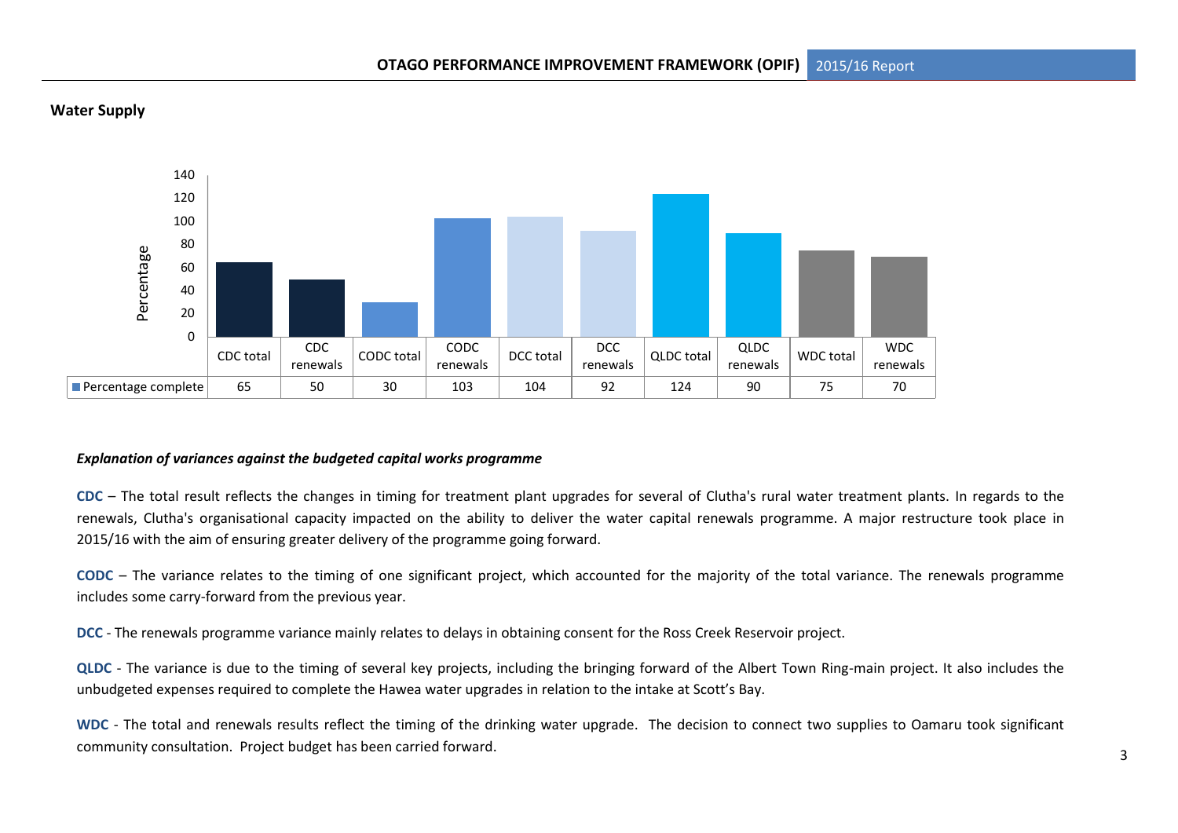## Water Supply

| | CDC total | CDC renewals | CODC total | CODC renewals | DCC total | DCC renewals | QLDC total | QLDC renewals | WDC total | WDC renewals |
|---|---|---|---|---|---|---|---|---|---|---|
| Percentage complete | 65 | 50 | 30 | 103 | 104 | 92 | 124 | 90 | 75 | 70 |

### *Explanation of variances against the budgeted capital works programme*

**CDC** – The total result reflects the changes in timing for treatment plant upgrades for several of Clutha's rural water treatment plants. In regards to the renewals, Clutha's organisational capacity impacted on the ability to deliver the water capital renewals programme. A major restructure took place in 2015/16 with the aim of ensuring greater delivery of the programme going forward.

**CODC** – The variance relates to the timing of one significant project, which accounted for the majority of the total variance. The renewals programme includes some carry-forward from the previous year.

**DCC** - The renewals programme variance mainly relates to delays in obtaining consent for the Ross Creek Reservoir project.

**QLDC** - The variance is due to the timing of several key projects, including the bringing forward of the Albert Town Ring-main project. It also includes the unbudgeted expenses required to complete the Hawea water upgrades in relation to the intake at Scott's Bay.

**WDC** - The total and renewals results reflect the timing of the drinking water upgrade. The decision to connect two supplies to Oamaru took significant community consultation. Project budget has been carried forward.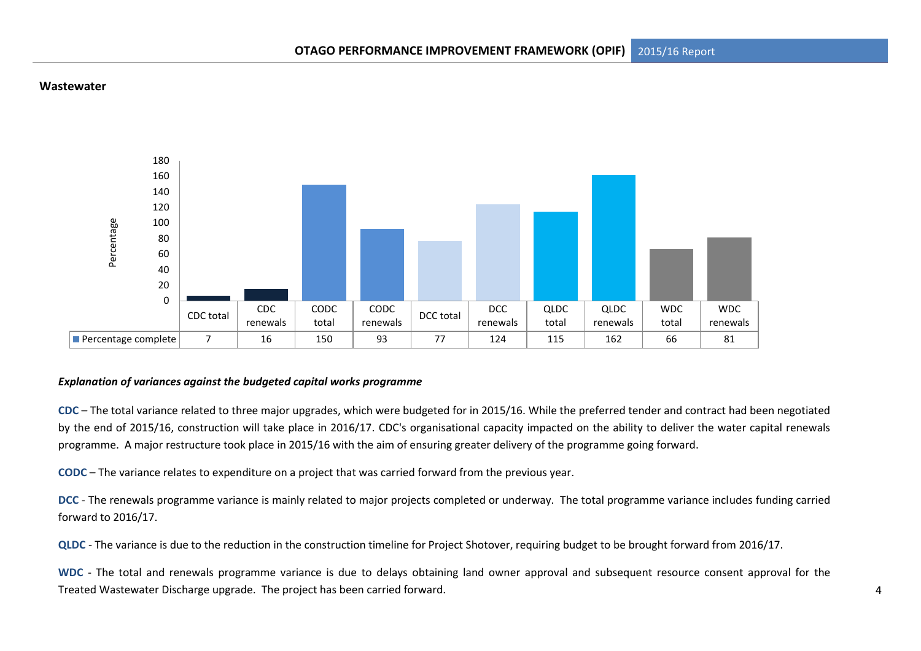## Wastewater

|  | CDC total | CDC renewals | CODC total | CODC renewals | DCC total | DCC renewals | QLDC total | QLDC renewals | WDC total | WDC renewals |
|---|---|---|---|---|---|---|---|---|---|---|
| Percentage complete | 7 | 16 | 150 | 93 | 77 | 124 | 115 | 162 | 66 | 81 |

***Explanation of variances against the budgeted capital works programme***

**CDC** – The total variance related to three major upgrades, which were budgeted for in 2015/16. While the preferred tender and contract had been negotiated by the end of 2015/16, construction will take place in 2016/17. CDC's organisational capacity impacted on the ability to deliver the water capital renewals programme. A major restructure took place in 2015/16 with the aim of ensuring greater delivery of the programme going forward.

**CODC** – The variance relates to expenditure on a project that was carried forward from the previous year.

**DCC** - The renewals programme variance is mainly related to major projects completed or underway. The total programme variance includes funding carried forward to 2016/17.

**QLDC** - The variance is due to the reduction in the construction timeline for Project Shotover, requiring budget to be brought forward from 2016/17.

**WDC** - The total and renewals programme variance is due to delays obtaining land owner approval and subsequent resource consent approval for the Treated Wastewater Discharge upgrade. The project has been carried forward.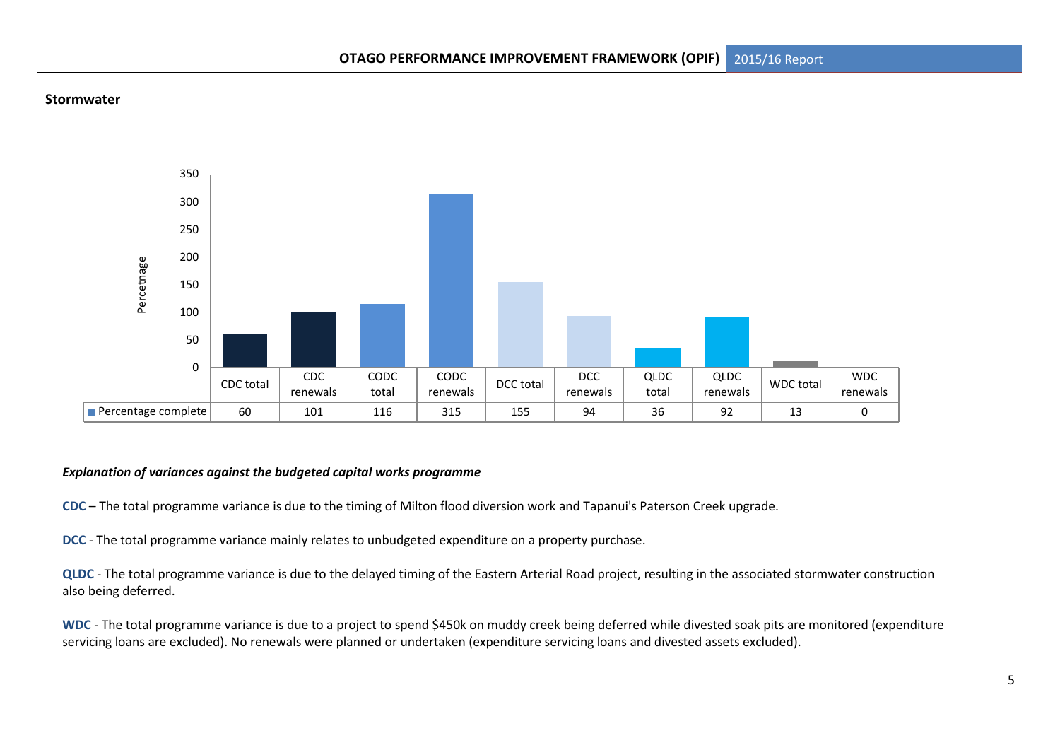## Stormwater

| | CDC total | CDC renewals | CODC total | CODC renewals | DCC total | DCC renewals | QLDC total | QLDC renewals | WDC total | WDC renewals |
|---|---|---|---|---|---|---|---|---|---|---|
| Percentage complete | 60 | 101 | 116 | 315 | 155 | 94 | 36 | 92 | 13 | 0 |

***Explanation of variances against the budgeted capital works programme***

**CDC** – The total programme variance is due to the timing of Milton flood diversion work and Tapanui's Paterson Creek upgrade.

**DCC** - The total programme variance mainly relates to unbudgeted expenditure on a property purchase.

**QLDC** - The total programme variance is due to the delayed timing of the Eastern Arterial Road project, resulting in the associated stormwater construction also being deferred.

**WDC** - The total programme variance is due to a project to spend $450k on muddy creek being deferred while divested soak pits are monitored (expenditure servicing loans are excluded). No renewals were planned or undertaken (expenditure servicing loans and divested assets excluded).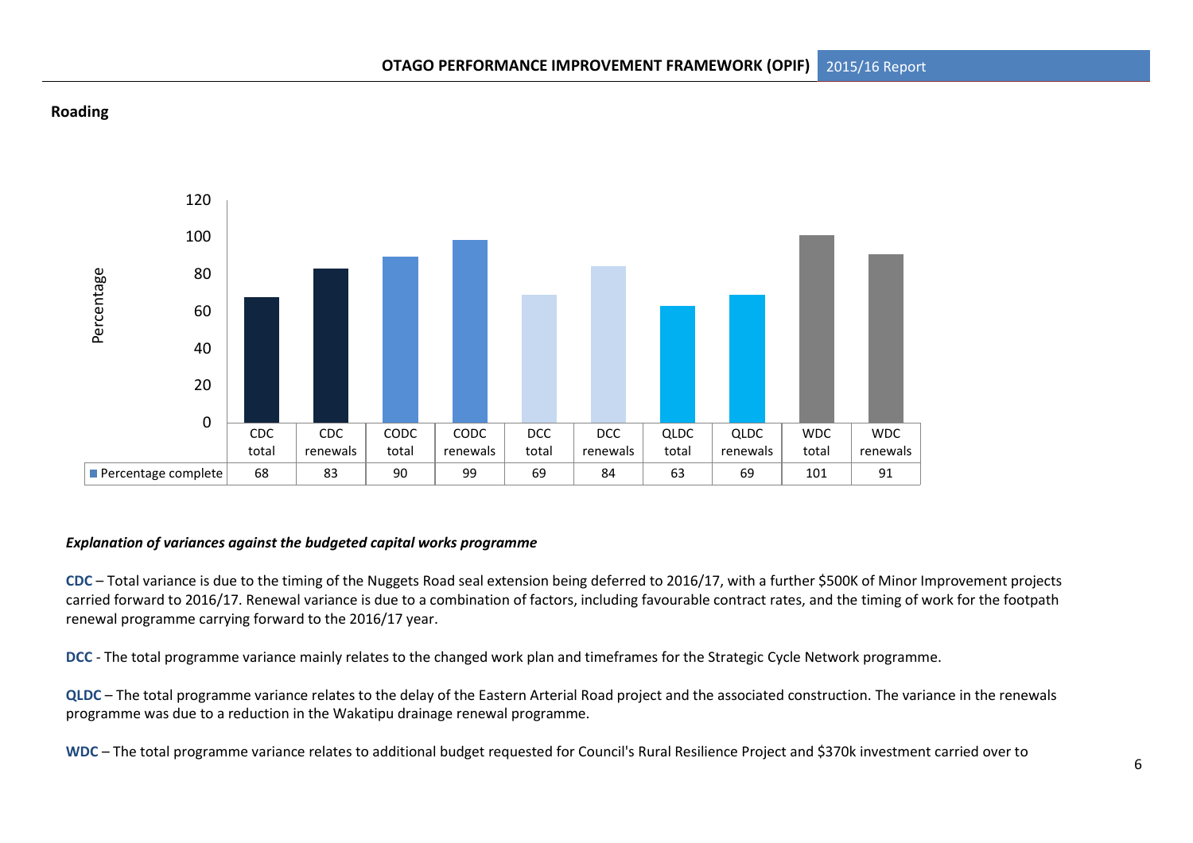## Roading

| | CDC total | CDC renewals | CODC total | CODC renewals | DCC total | DCC renewals | QLDC total | QLDC renewals | WDC total | WDC renewals |
|---|---|---|---|---|---|---|---|---|---|---|
| Percentage complete | 68 | 83 | 90 | 99 | 69 | 84 | 63 | 69 | 101 | 91 |

***Explanation of variances against the budgeted capital works programme***

**CDC** – Total variance is due to the timing of the Nuggets Road seal extension being deferred to 2016/17, with a further $500K of Minor Improvement projects carried forward to 2016/17. Renewal variance is due to a combination of factors, including favourable contract rates, and the timing of work for the footpath renewal programme carrying forward to the 2016/17 year.

**DCC** - The total programme variance mainly relates to the changed work plan and timeframes for the Strategic Cycle Network programme.

**QLDC** – The total programme variance relates to the delay of the Eastern Arterial Road project and the associated construction. The variance in the renewals programme was due to a reduction in the Wakatipu drainage renewal programme.

**WDC** – The total programme variance relates to additional budget requested for Council's Rural Resilience Project and $370k investment carried over to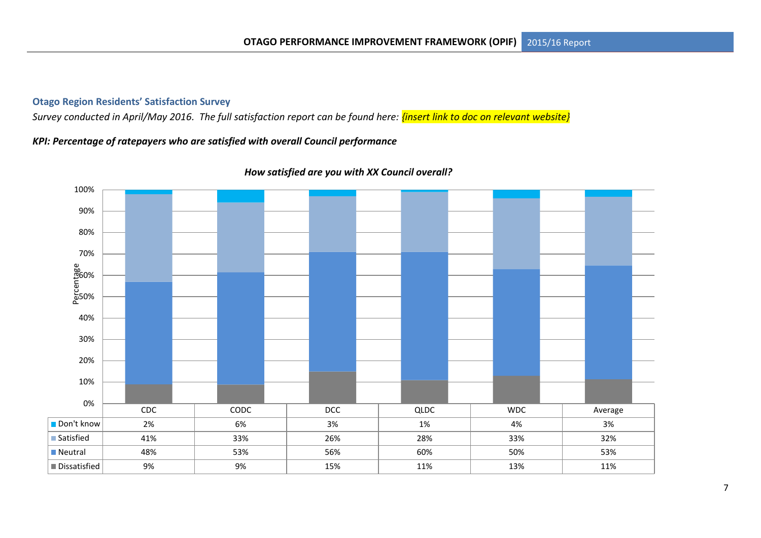### Otago Region Residents' Satisfaction Survey

*Survey conducted in April/May 2016. The full satisfaction report can be found here: {insert link to doc on relevant website}*

***KPI: Percentage of ratepayers who are satisfied with overall Council performance***

***How satisfied are you with XX Council overall?***

| | CDC | CODC | DCC | QLDC | WDC | Average |
|---|---|---|---|---|---|---|
| Don't know | 2% | 6% | 3% | 1% | 4% | 3% |
| Satisfied | 41% | 33% | 26% | 28% | 33% | 32% |
| Neutral | 48% | 53% | 56% | 60% | 50% | 53% |
| Dissatisfied | 9% | 9% | 15% | 11% | 13% | 11% |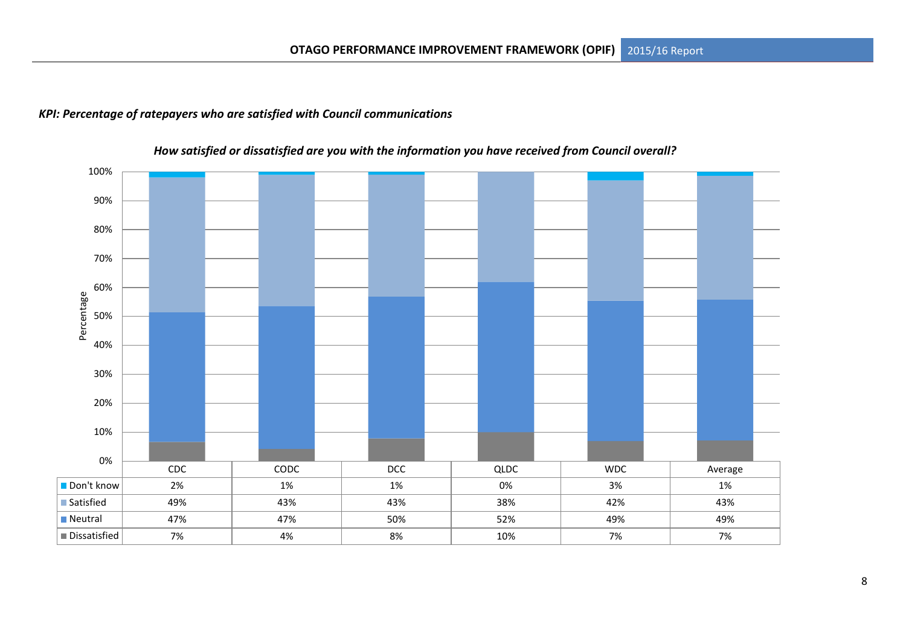*KPI: Percentage of ratepayers who are satisfied with Council communications*

*How satisfied or dissatisfied are you with the information you have received from Council overall?*

| | CDC | CODC | DCC | QLDC | WDC | Average |
|---|---|---|---|---|---|---|
| Don't know | 2% | 1% | 1% | 0% | 3% | 1% |
| Satisfied | 49% | 43% | 43% | 38% | 42% | 43% |
| Neutral | 47% | 47% | 50% | 52% | 49% | 49% |
| Dissatisfied | 7% | 4% | 8% | 10% | 7% | 7% |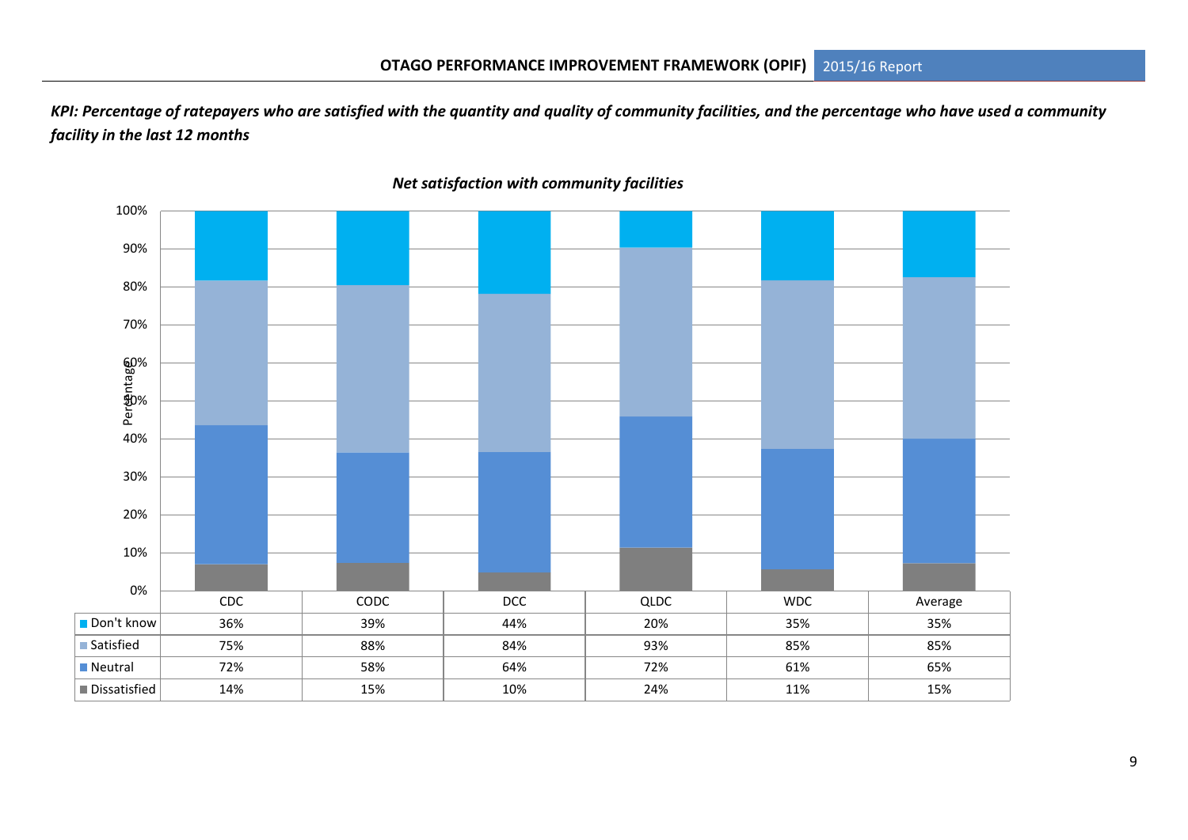*KPI: Percentage of ratepayers who are satisfied with the quantity and quality of community facilities, and the percentage who have used a community facility in the last 12 months*

***Net satisfaction with community facilities***

| | CDC | CODC | DCC | QLDC | WDC | Average |
|---|---|---|---|---|---|---|
| Don't know | 36% | 39% | 44% | 20% | 35% | 35% |
| Satisfied | 75% | 88% | 84% | 93% | 85% | 85% |
| Neutral | 72% | 58% | 64% | 72% | 61% | 65% |
| Dissatisfied | 14% | 15% | 10% | 24% | 11% | 15% |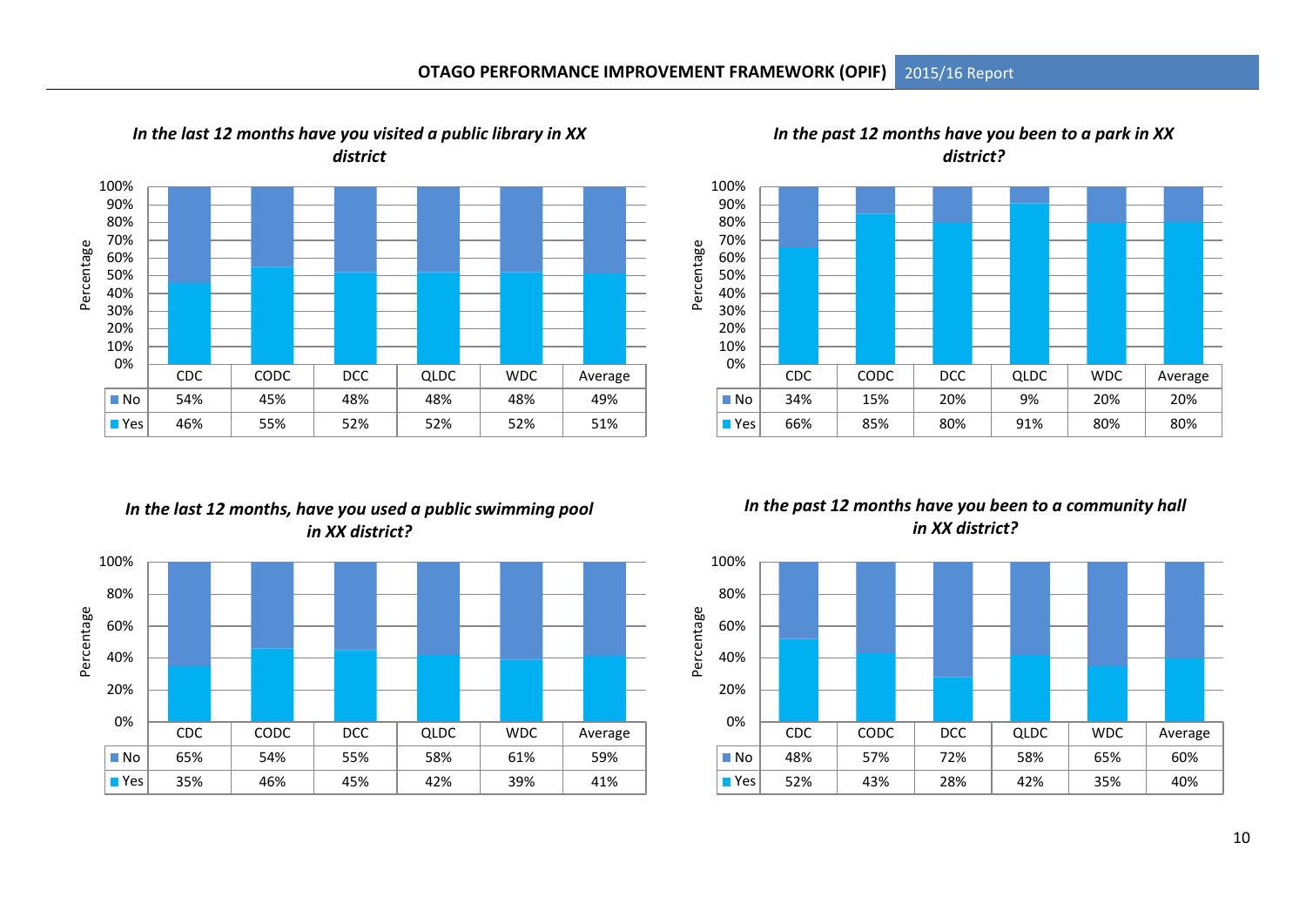**In the last 12 months have you visited a public library in XX district**

| | CDC | CODC | DCC | QLDC | WDC | Average |
|---|---|---|---|---|---|---|
| No | 54% | 45% | 48% | 48% | 48% | 49% |
| Yes | 46% | 55% | 52% | 52% | 52% | 51% |

**In the past 12 months have you been to a park in XX district?**

| | CDC | CODC | DCC | QLDC | WDC | Average |
|---|---|---|---|---|---|---|
| No | 34% | 15% | 20% | 9% | 20% | 20% |
| Yes | 66% | 85% | 80% | 91% | 80% | 80% |

**In the last 12 months, have you used a public swimming pool in XX district?**

| | CDC | CODC | DCC | QLDC | WDC | Average |
|---|---|---|---|---|---|---|
| No | 65% | 54% | 55% | 58% | 61% | 59% |
| Yes | 35% | 46% | 45% | 42% | 39% | 41% |

**In the past 12 months have you been to a community hall in XX district?**

| | CDC | CODC | DCC | QLDC | WDC | Average |
|---|---|---|---|---|---|---|
| No | 48% | 57% | 72% | 58% | 65% | 60% |
| Yes | 52% | 43% | 28% | 42% | 35% | 40% |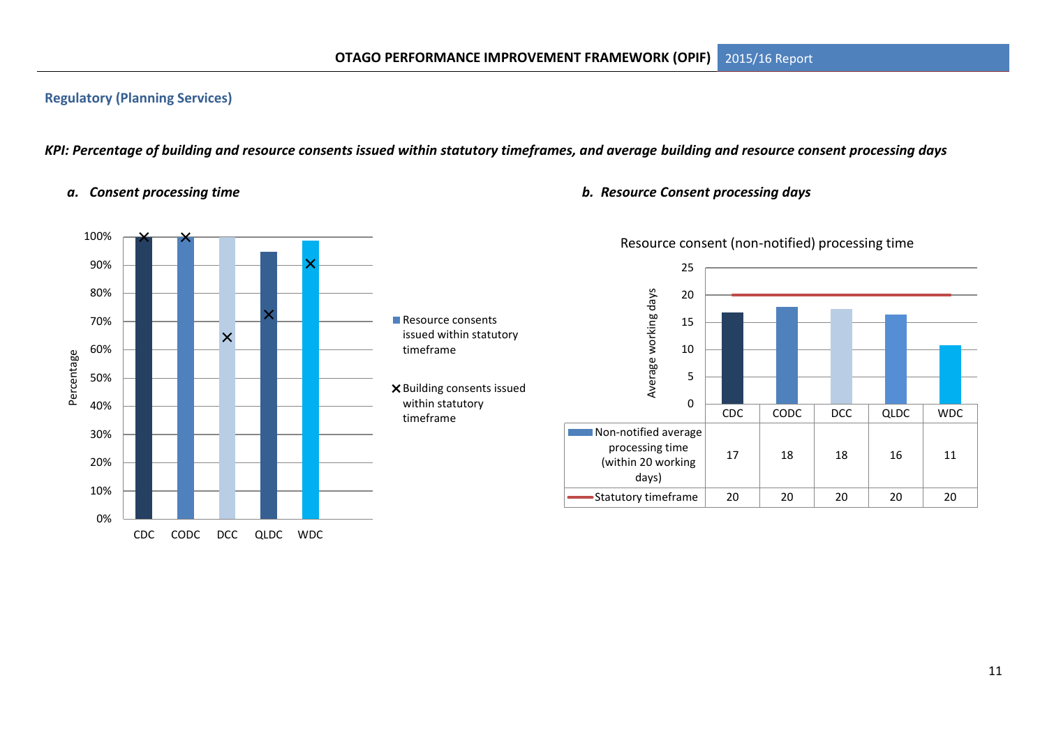## Regulatory (Planning Services)

***KPI: Percentage of building and resource consents issued within statutory timeframes, and average building and resource consent processing days***

### *a. Consent processing time*

Percentage

100%
90%
80%
70%
60%
50%
40%
30%
20%
10%
0%

CDC CODC DCC QLDC WDC

■ Resource consents issued within statutory timeframe

✕ Building consents issued within statutory timeframe

### *b. Resource Consent processing days*

Resource consent (non-notified) processing time

Average working days

|  | CDC | CODC | DCC | QLDC | WDC |
|---|---|---|---|---|---|
| Non-notified average processing time (within 20 working days) | 17 | 18 | 18 | 16 | 11 |
| Statutory timeframe | 20 | 20 | 20 | 20 | 20 |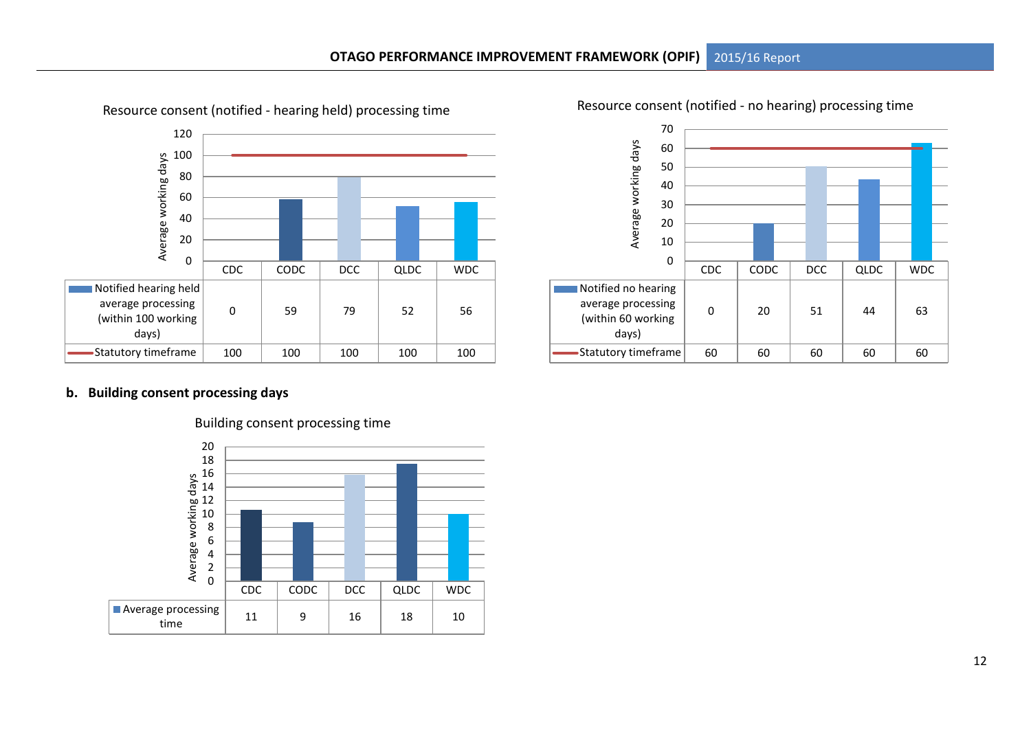Resource consent (notified - hearing held) processing time

| | CDC | CODC | DCC | QLDC | WDC |
|---|---|---|---|---|---|
| Notified hearing held average processing (within 100 working days) | 0 | 59 | 79 | 52 | 56 |
| Statutory timeframe | 100 | 100 | 100 | 100 | 100 |

Resource consent (notified - no hearing) processing time

| | CDC | CODC | DCC | QLDC | WDC |
|---|---|---|---|---|---|
| Notified no hearing average processing (within 60 working days) | 0 | 20 | 51 | 44 | 63 |
| Statutory timeframe | 60 | 60 | 60 | 60 | 60 |

**b. Building consent processing days**

Building consent processing time

| | CDC | CODC | DCC | QLDC | WDC |
|---|---|---|---|---|---|
| Average processing time | 11 | 9 | 16 | 18 | 10 |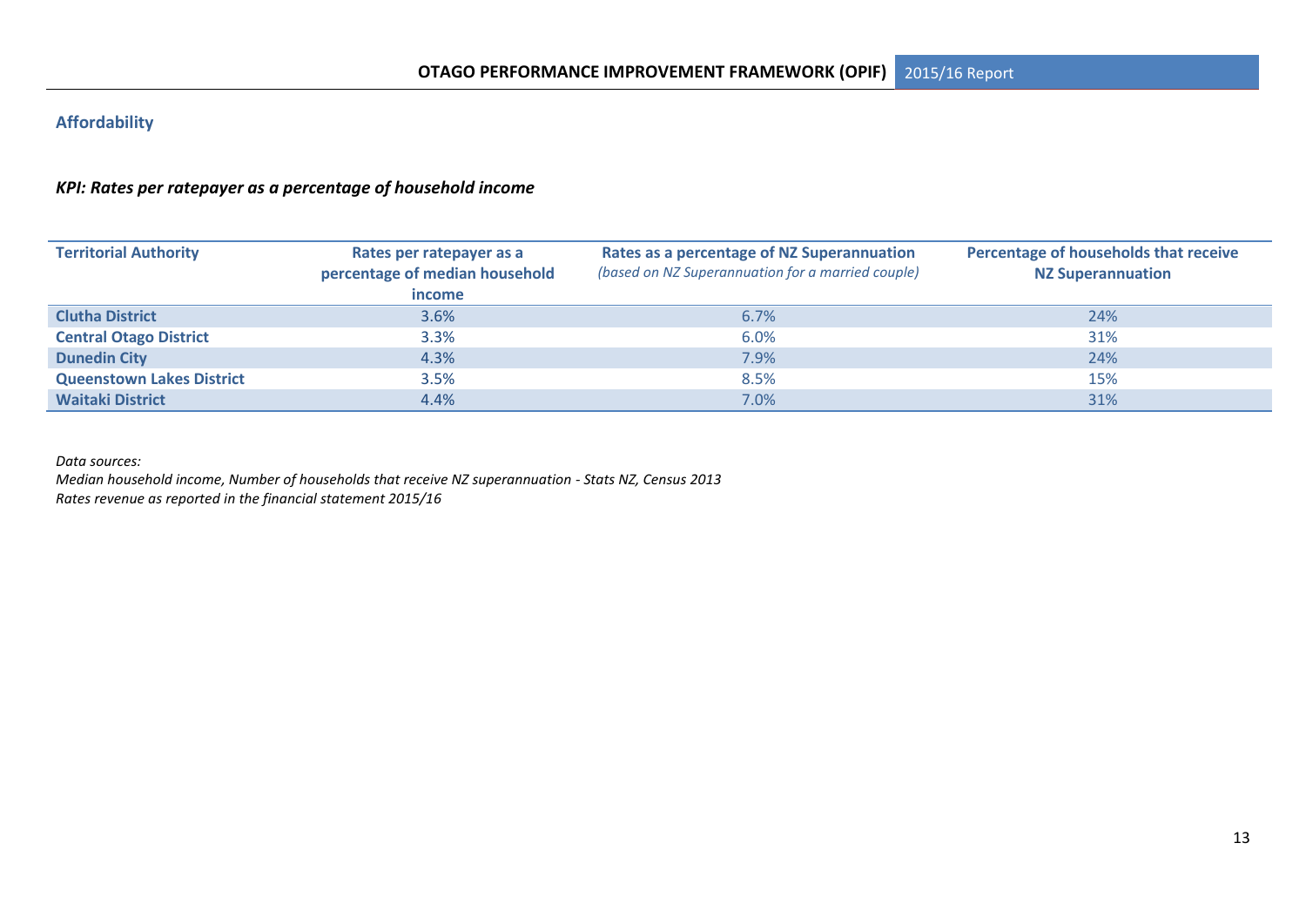## Affordability

### *KPI: Rates per ratepayer as a percentage of household income*

| Territorial Authority | Rates per ratepayer as a percentage of median household income | Rates as a percentage of NZ Superannuation *(based on NZ Superannuation for a married couple)* | Percentage of households that receive NZ Superannuation |
|---|---|---|---|
| **Clutha District** | 3.6% | 6.7% | 24% |
| **Central Otago District** | 3.3% | 6.0% | 31% |
| **Dunedin City** | 4.3% | 7.9% | 24% |
| **Queenstown Lakes District** | 3.5% | 8.5% | 15% |
| **Waitaki District** | 4.4% | 7.0% | 31% |

*Data sources:*
*Median household income, Number of households that receive NZ superannuation - Stats NZ, Census 2013*
*Rates revenue as reported in the financial statement 2015/16*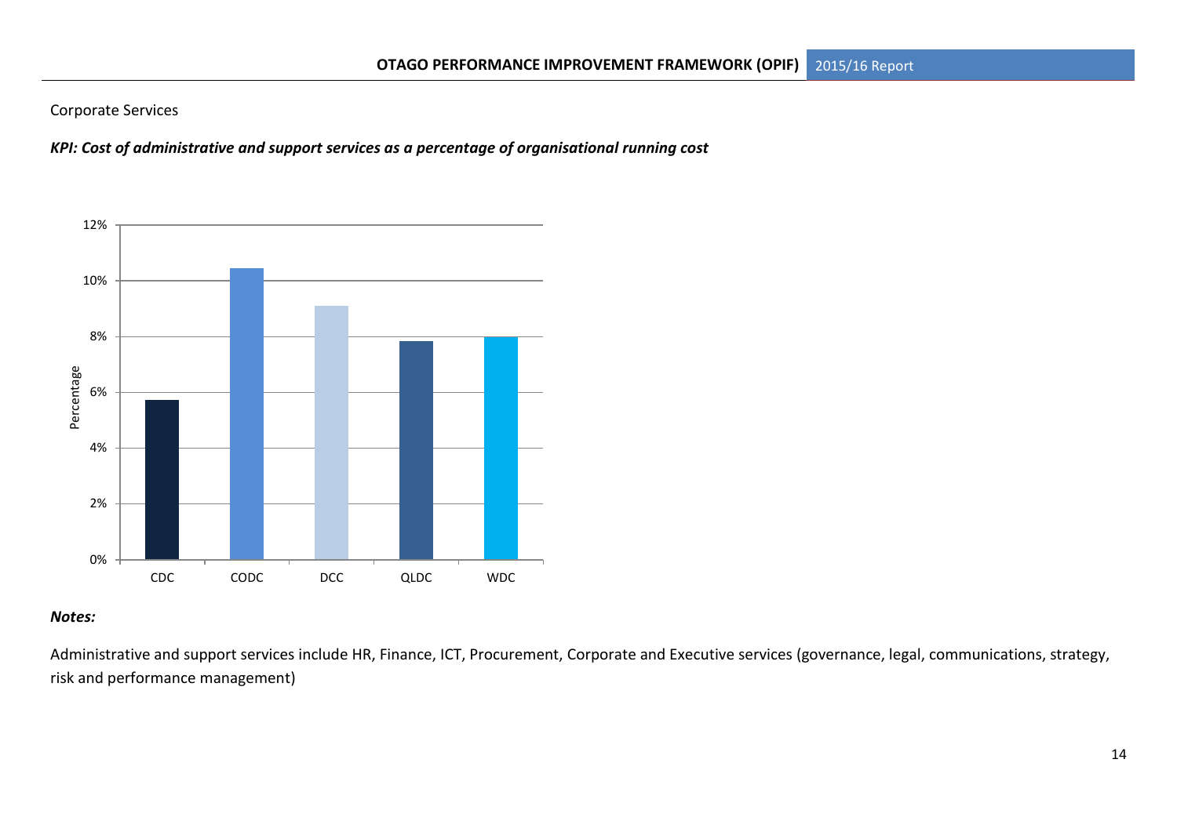Corporate Services

***KPI: Cost of administrative and support services as a percentage of organisational running cost***

12%
10%
8%
6%
4%
2%
0%

Percentage

CDC
CODC
DCC
QLDC
WDC

***Notes:***

Administrative and support services include HR, Finance, ICT, Procurement, Corporate and Executive services (governance, legal, communications, strategy, risk and performance management)